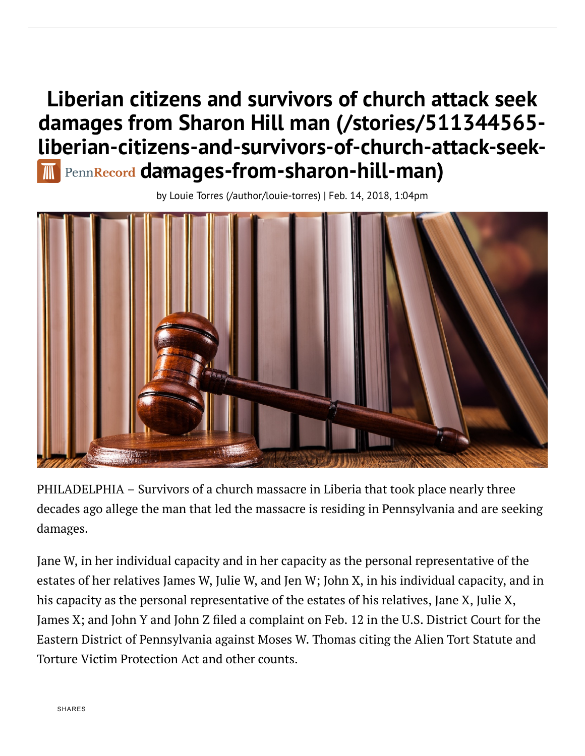# Liberian citizens and survivors of church attack seek damages from Sharon Hill man (/stories/511344565-liberian-citizens-and-survivors-of-church-attack-seek-damages-from-sharon-hill-man)

by Louie Torres (/author/louie-torres) | Feb. 14, 2018, 1:04pm

PHILADELPHIA – Survivors of a church massacre in Liberia that took place nearly three decades ago allege the man that led the massacre is residing in Pennsylvania and are seeking damages.

Jane W, in her individual capacity and in her capacity as the personal representative of the estates of her relatives James W, Julie W, and Jen W; John X, in his individual capacity, and in his capacity as the personal representative of the estates of his relatives, Jane X, Julie X, James X; and John Y and John Z filed a complaint on Feb. 12 in the U.S. District Court for the Eastern District of Pennsylvania against Moses W. Thomas citing the Alien Tort Statute and Torture Victim Protection Act and other counts.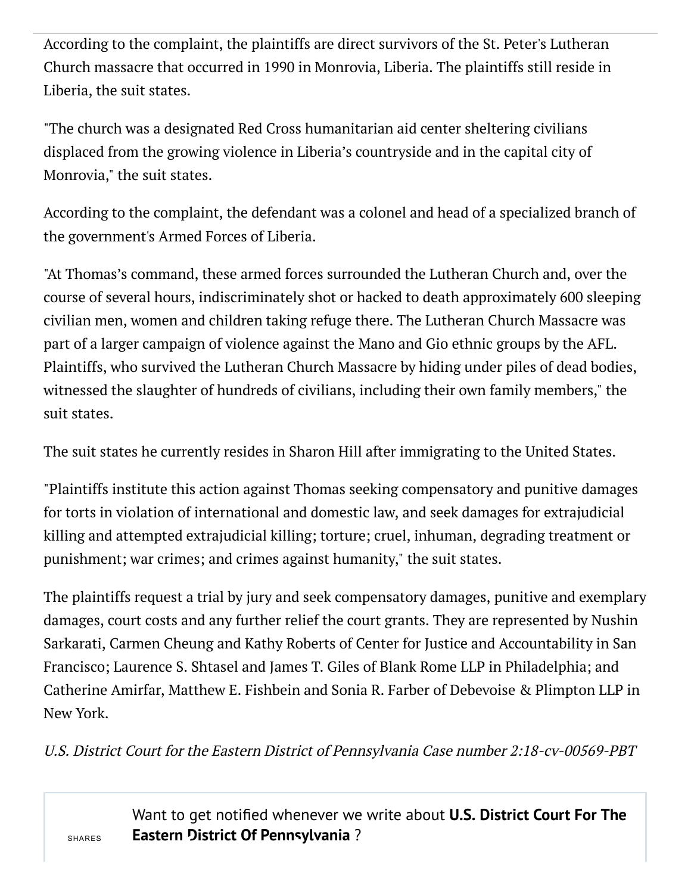According to the complaint, the plaintiffs are direct survivors of the St. Peter's Lutheran Church massacre that occurred in 1990 in Monrovia, Liberia. The plaintiffs still reside in Liberia, the suit states.

"The church was a designated Red Cross humanitarian aid center sheltering civilians displaced from the growing violence in Liberia's countryside and in the capital city of Monrovia," the suit states.

According to the complaint, the defendant was a colonel and head of a specialized branch of the government's Armed Forces of Liberia.

"At Thomas's command, these armed forces surrounded the Lutheran Church and, over the course of several hours, indiscriminately shot or hacked to death approximately 600 sleeping civilian men, women and children taking refuge there. The Lutheran Church Massacre was part of a larger campaign of violence against the Mano and Gio ethnic groups by the AFL. Plaintiffs, who survived the Lutheran Church Massacre by hiding under piles of dead bodies, witnessed the slaughter of hundreds of civilians, including their own family members," the suit states.

The suit states he currently resides in Sharon Hill after immigrating to the United States.

"Plaintiffs institute this action against Thomas seeking compensatory and punitive damages for torts in violation of international and domestic law, and seek damages for extrajudicial killing and attempted extrajudicial killing; torture; cruel, inhuman, degrading treatment or punishment; war crimes; and crimes against humanity," the suit states.

The plaintiffs request a trial by jury and seek compensatory damages, punitive and exemplary damages, court costs and any further relief the court grants. They are represented by Nushin Sarkarati, Carmen Cheung and Kathy Roberts of Center for Justice and Accountability in San Francisco; Laurence S. Shtasel and James T. Giles of Blank Rome LLP in Philadelphia; and Catherine Amirfar, Matthew E. Fishbein and Sonia R. Farber of Debevoise & Plimpton LLP in New York.

*U.S. District Court for the Eastern District of Pennsylvania Case number 2:18-cv-00569-PBT*

SHARES

Want to get notified whenever we write about **U.S. District Court For The Eastern District Of Pennsylvania** ?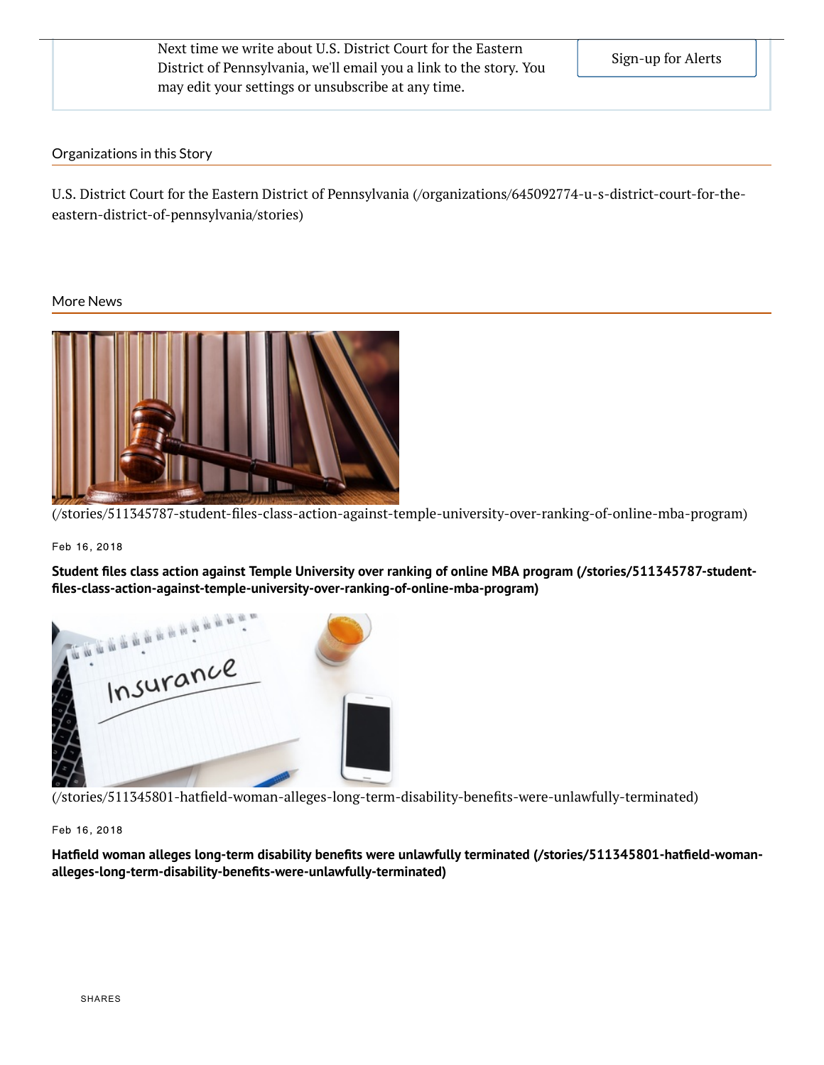Next time we write about U.S. District Court for the Eastern District of Pennsylvania, we'll email you a link to the story. You may edit your settings or unsubscribe at any time.

Sign-up for Alerts

Organizations in this Story

U.S. District Court for the Eastern District of Pennsylvania (/organizations/645092774-u-s-district-court-for-the-eastern-district-of-pennsylvania/stories)

More News

(/stories/511345787-student-files-class-action-against-temple-university-over-ranking-of-online-mba-program)

Feb 16, 2018

**Student files class action against Temple University over ranking of online MBA program (/stories/511345787-student-files-class-action-against-temple-university-over-ranking-of-online-mba-program)**

(/stories/511345801-hatfield-woman-alleges-long-term-disability-benefits-were-unlawfully-terminated)

Feb 16, 2018

**Hatfield woman alleges long-term disability benefits were unlawfully terminated (/stories/511345801-hatfield-woman-alleges-long-term-disability-benefits-were-unlawfully-terminated)**

SHARES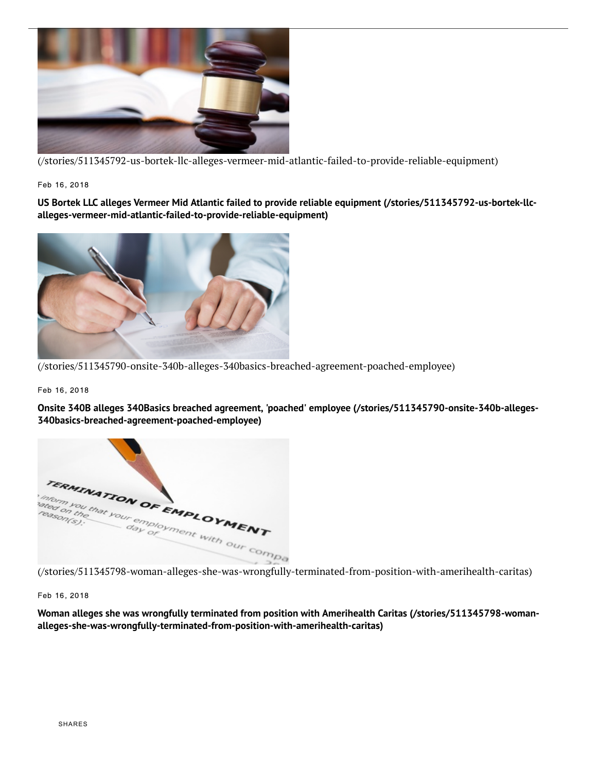(/stories/511345792-us-bortek-llc-alleges-vermeer-mid-atlantic-failed-to-provide-reliable-equipment)

Feb 16, 2018

**US Bortek LLC alleges Vermeer Mid Atlantic failed to provide reliable equipment (/stories/511345792-us-bortek-llc-alleges-vermeer-mid-atlantic-failed-to-provide-reliable-equipment)**

(/stories/511345790-onsite-340b-alleges-340basics-breached-agreement-poached-employee)

Feb 16, 2018

**Onsite 340B alleges 340Basics breached agreement, 'poached' employee (/stories/511345790-onsite-340b-alleges-340basics-breached-agreement-poached-employee)**

(/stories/511345798-woman-alleges-she-was-wrongfully-terminated-from-position-with-amerihealth-caritas)

Feb 16, 2018

**Woman alleges she was wrongfully terminated from position with Amerihealth Caritas (/stories/511345798-woman-alleges-she-was-wrongfully-terminated-from-position-with-amerihealth-caritas)**

SHARES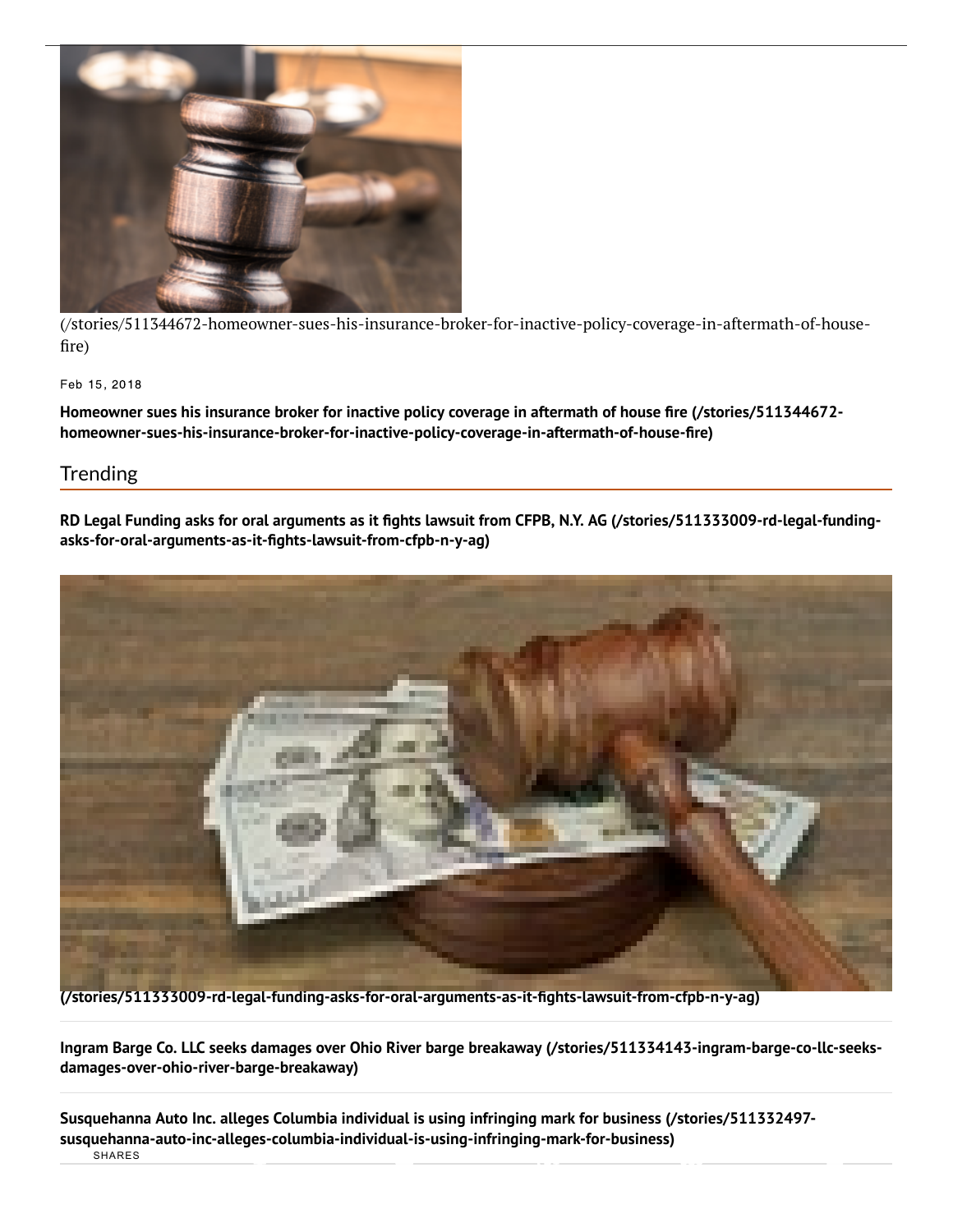(/stories/511344672-homeowner-sues-his-insurance-broker-for-inactive-policy-coverage-in-aftermath-of-house-fire)

Feb 15, 2018

**Homeowner sues his insurance broker for inactive policy coverage in aftermath of house fire (/stories/511344672-homeowner-sues-his-insurance-broker-for-inactive-policy-coverage-in-aftermath-of-house-fire)**

## Trending

**RD Legal Funding asks for oral arguments as it fights lawsuit from CFPB, N.Y. AG (/stories/511333009-rd-legal-funding-asks-for-oral-arguments-as-it-fights-lawsuit-from-cfpb-n-y-ag)**

**(/stories/511333009-rd-legal-funding-asks-for-oral-arguments-as-it-fights-lawsuit-from-cfpb-n-y-ag)**

**Ingram Barge Co. LLC seeks damages over Ohio River barge breakaway (/stories/511334143-ingram-barge-co-llc-seeks-damages-over-ohio-river-barge-breakaway)**

**Susquehanna Auto Inc. alleges Columbia individual is using infringing mark for business (/stories/511332497-susquehanna-auto-inc-alleges-columbia-individual-is-using-infringing-mark-for-business)**

SHARES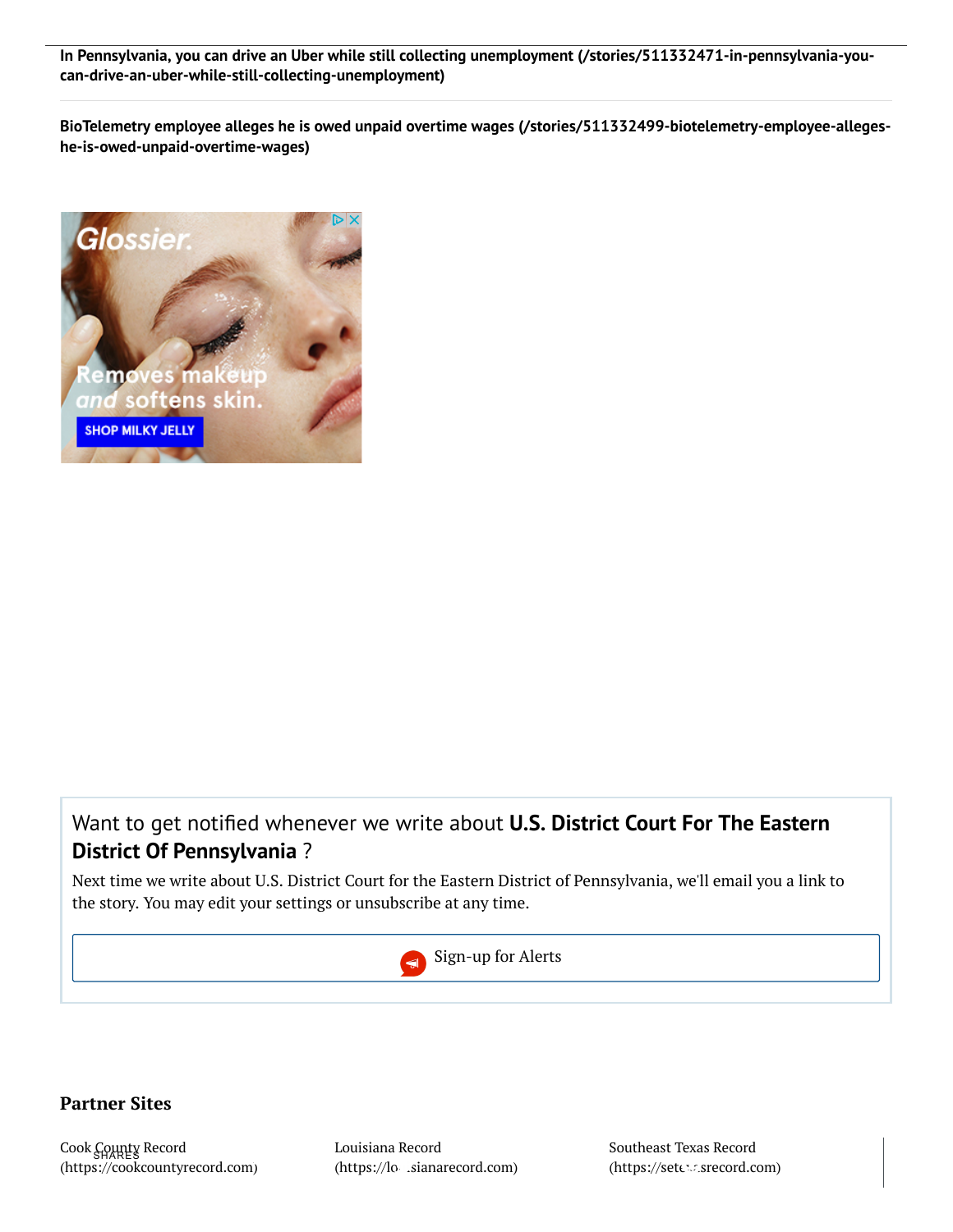**In Pennsylvania, you can drive an Uber while still collecting unemployment (/stories/511332471-in-pennsylvania-you-can-drive-an-uber-while-still-collecting-unemployment)**

---

**BioTelemetry employee alleges he is owed unpaid overtime wages (/stories/511332499-biotelemetry-employee-alleges-he-is-owed-unpaid-overtime-wages)**

Want to get notified whenever we write about **U.S. District Court For The Eastern District Of Pennsylvania** ?

Next time we write about U.S. District Court for the Eastern District of Pennsylvania, we'll email you a link to the story. You may edit your settings or unsubscribe at any time.

Sign-up for Alerts

## Partner Sites

Cook County Record (https://cookcountyrecord.com)

Louisiana Record (https://louisianarecord.com)

Southeast Texas Record (https://setexasrecord.com)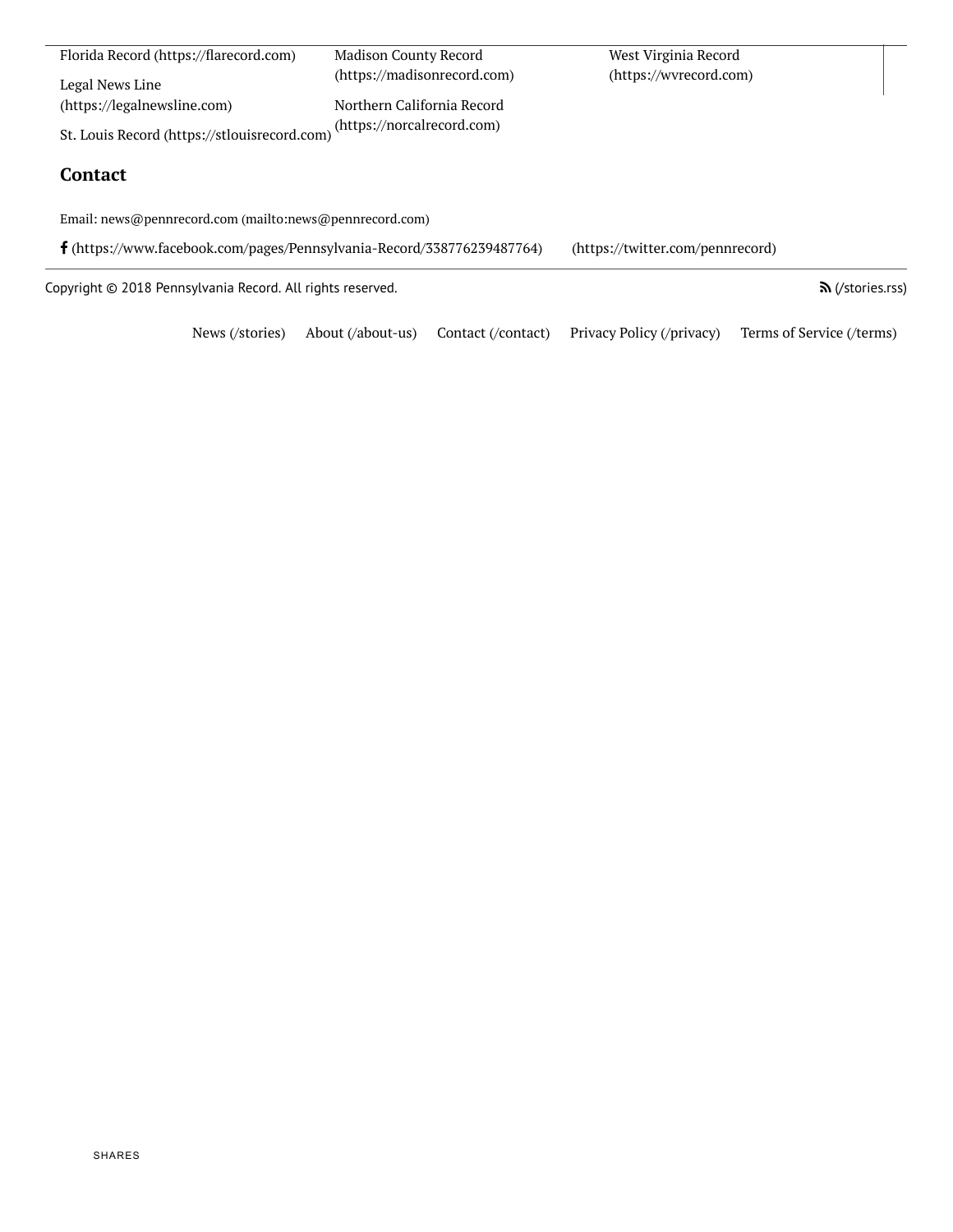Florida Record (https://flarecord.com)

Legal News Line (https://legalnewsline.com)

St. Louis Record (https://stlouisrecord.com)

Madison County Record (https://madisonrecord.com)

Northern California Record (https://norcalrecord.com)

West Virginia Record (https://wvrecord.com)

## Contact

Email: news@pennrecord.com (mailto:news@pennrecord.com)

(https://www.facebook.com/pages/Pennsylvania-Record/338776239487764) (https://twitter.com/pennrecord)

Copyright © 2018 Pennsylvania Record. All rights reserved.

(/stories.rss)

News (/stories) About (/about-us) Contact (/contact) Privacy Policy (/privacy) Terms of Service (/terms)

SHARES